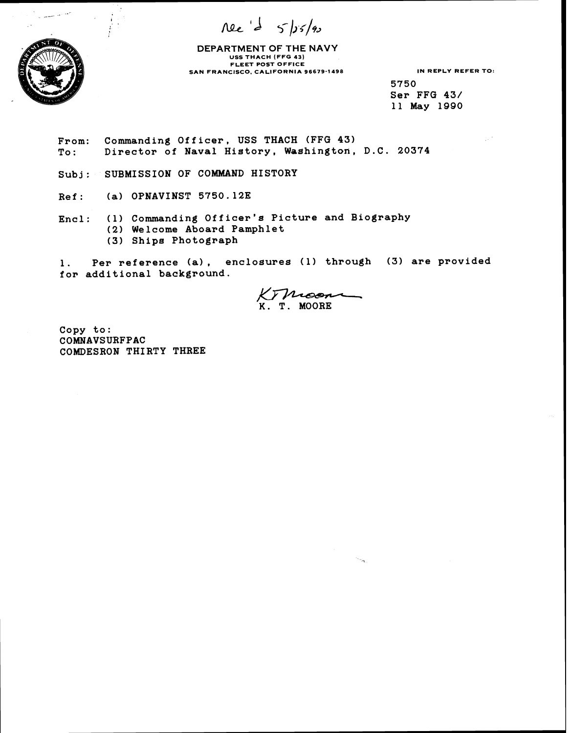Rec'd 5/25/90

**DEPARTMENT OF THE NAVY**
USS THACH (FFG 43)
FLEET POST OFFICE
SAN FRANCISCO, CALIFORNIA 96679-1498

IN REPLY REFER TO:
5750
Ser FFG 43/
11 May 1990

From: Commanding Officer, USS THACH (FFG 43)
To: Director of Naval History, Washington, D.C. 20374

Subj: SUBMISSION OF COMMAND HISTORY

Ref: (a) OPNAVINST 5750.12E

Encl: (1) Commanding Officer's Picture and Biography
(2) Welcome Aboard Pamphlet
(3) Ships Photograph

1. Per reference (a), enclosures (1) through (3) are provided for additional background.

K. T. MOORE

Copy to:
COMNAVSURFPAC
COMDESRON THIRTY THREE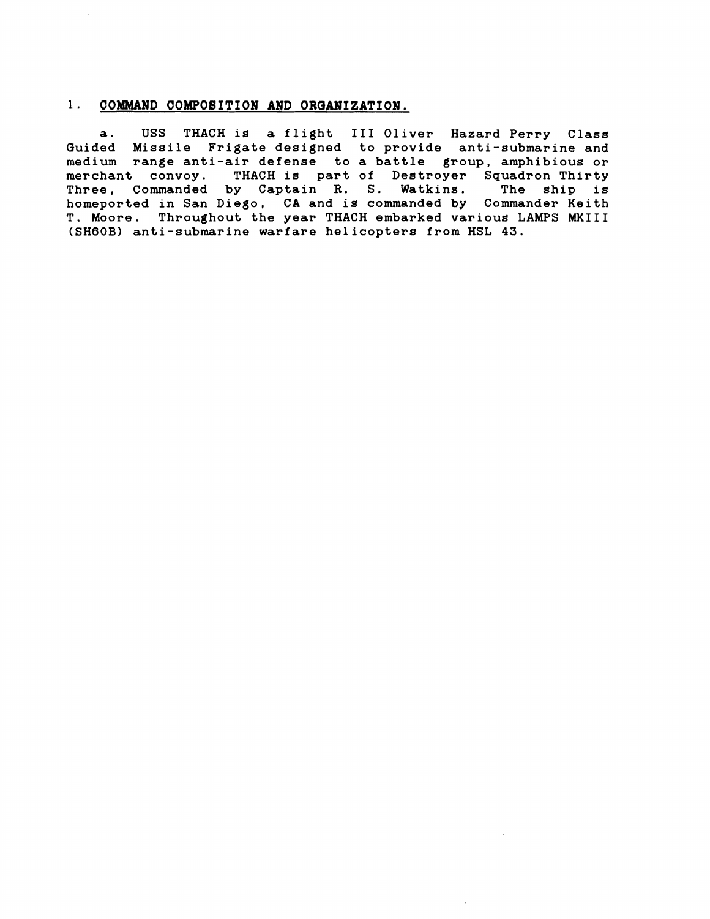## 1. COMMAND COMPOSITION AND ORGANIZATION.

a. USS THACH is a flight III Oliver Hazard Perry Class Guided Missile Frigate designed to provide anti-submarine and medium range anti-air defense to a battle group, amphibious or merchant convoy. THACH is part of Destroyer Squadron Thirty Three, Commanded by Captain R. S. Watkins. The ship is homeported in San Diego, CA and is commanded by Commander Keith T. Moore. Throughout the year THACH embarked various LAMPS MKIII (SH60B) anti-submarine warfare helicopters from HSL 43.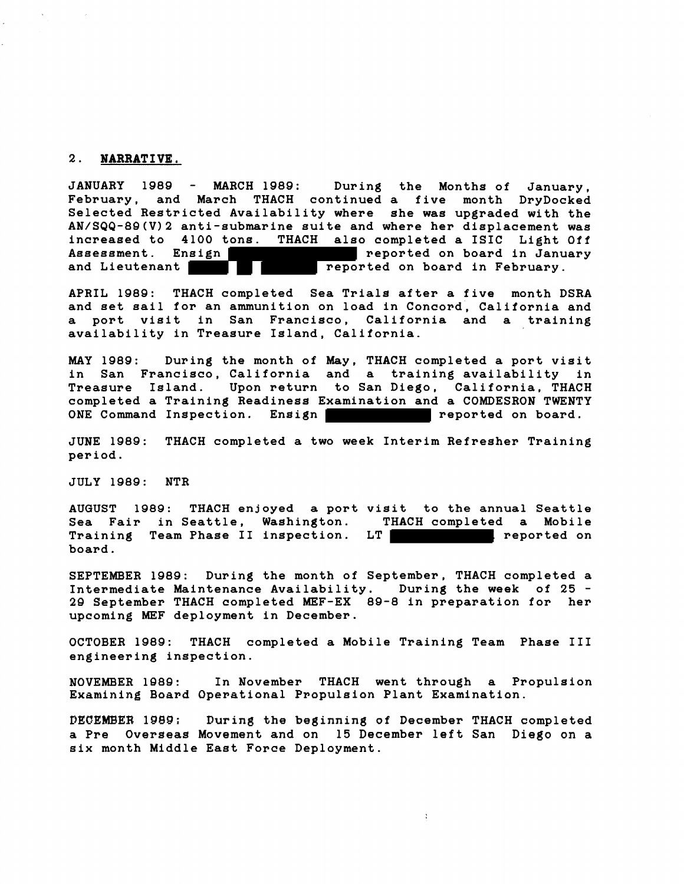## 2. NARRATIVE.

JANUARY 1989 - MARCH 1989: During the Months of January, February, and March THACH continued a five month DryDocked Selected Restricted Availability where she was upgraded with the AN/SQQ-89(V)2 anti-submarine suite and where her displacement was increased to 4100 tons. THACH also completed a ISIC Light Off Assessment. Ensign [REDACTED] reported on board in January and Lieutenant [REDACTED] reported on board in February.

APRIL 1989: THACH completed Sea Trials after a five month DSRA and set sail for an ammunition on load in Concord, California and a port visit in San Francisco, California and a training availability in Treasure Island, California.

MAY 1989: During the month of May, THACH completed a port visit in San Francisco, California and a training availability in Treasure Island. Upon return to San Diego, California, THACH completed a Training Readiness Examination and a COMDESRON TWENTY ONE Command Inspection. Ensign [REDACTED] reported on board.

JUNE 1989: THACH completed a two week Interim Refresher Training period.

JULY 1989: NTR

AUGUST 1989: THACH enjoyed a port visit to the annual Seattle Sea Fair in Seattle, Washington. THACH completed a Mobile Training Team Phase II inspection. LT [REDACTED] reported on board.

SEPTEMBER 1989: During the month of September, THACH completed a Intermediate Maintenance Availability. During the week of 25 - 29 September THACH completed MEF-EX 89-8 in preparation for her upcoming MEF deployment in December.

OCTOBER 1989: THACH completed a Mobile Training Team Phase III engineering inspection.

NOVEMBER 1989: In November THACH went through a Propulsion Examining Board Operational Propulsion Plant Examination.

DECEMBER 1989: During the beginning of December THACH completed a Pre Overseas Movement and on 15 December left San Diego on a six month Middle East Force Deployment.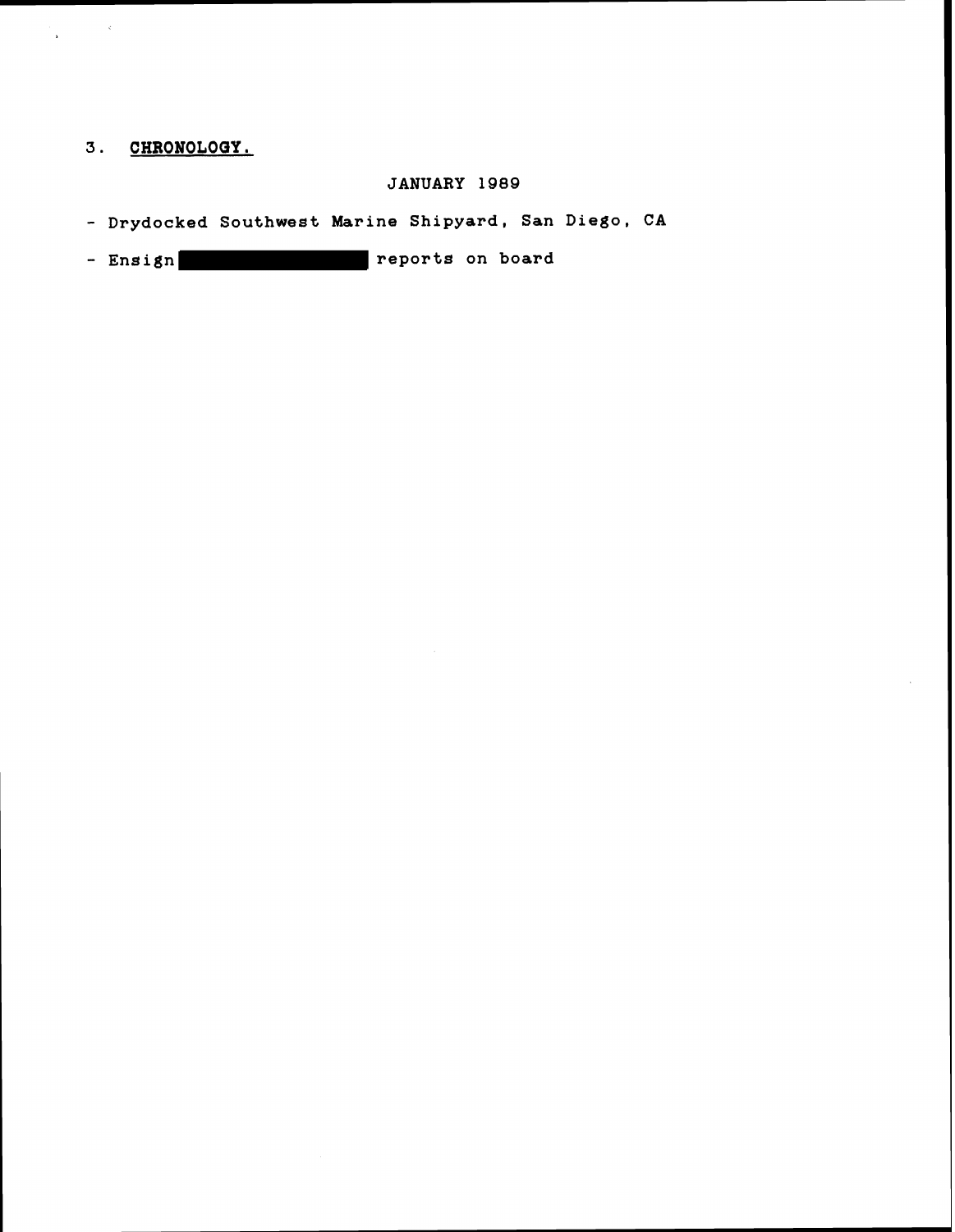## 3. CHRONOLOGY.

JANUARY 1989

- Drydocked Southwest Marine Shipyard, San Diego, CA
- Ensign [REDACTED] reports on board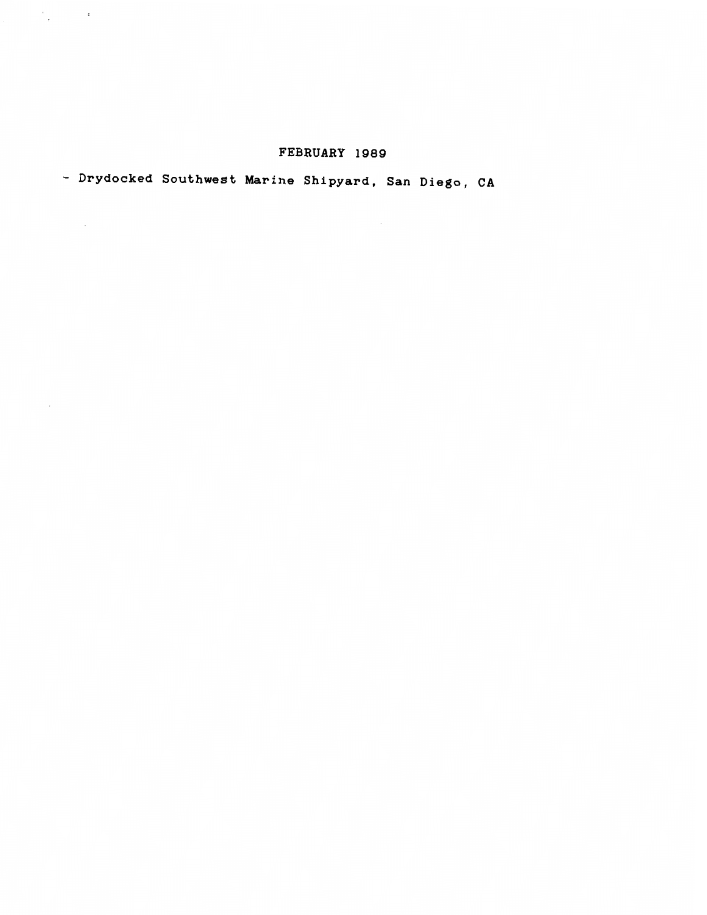FEBRUARY 1989

- Drydocked Southwest Marine Shipyard, San Diego, CA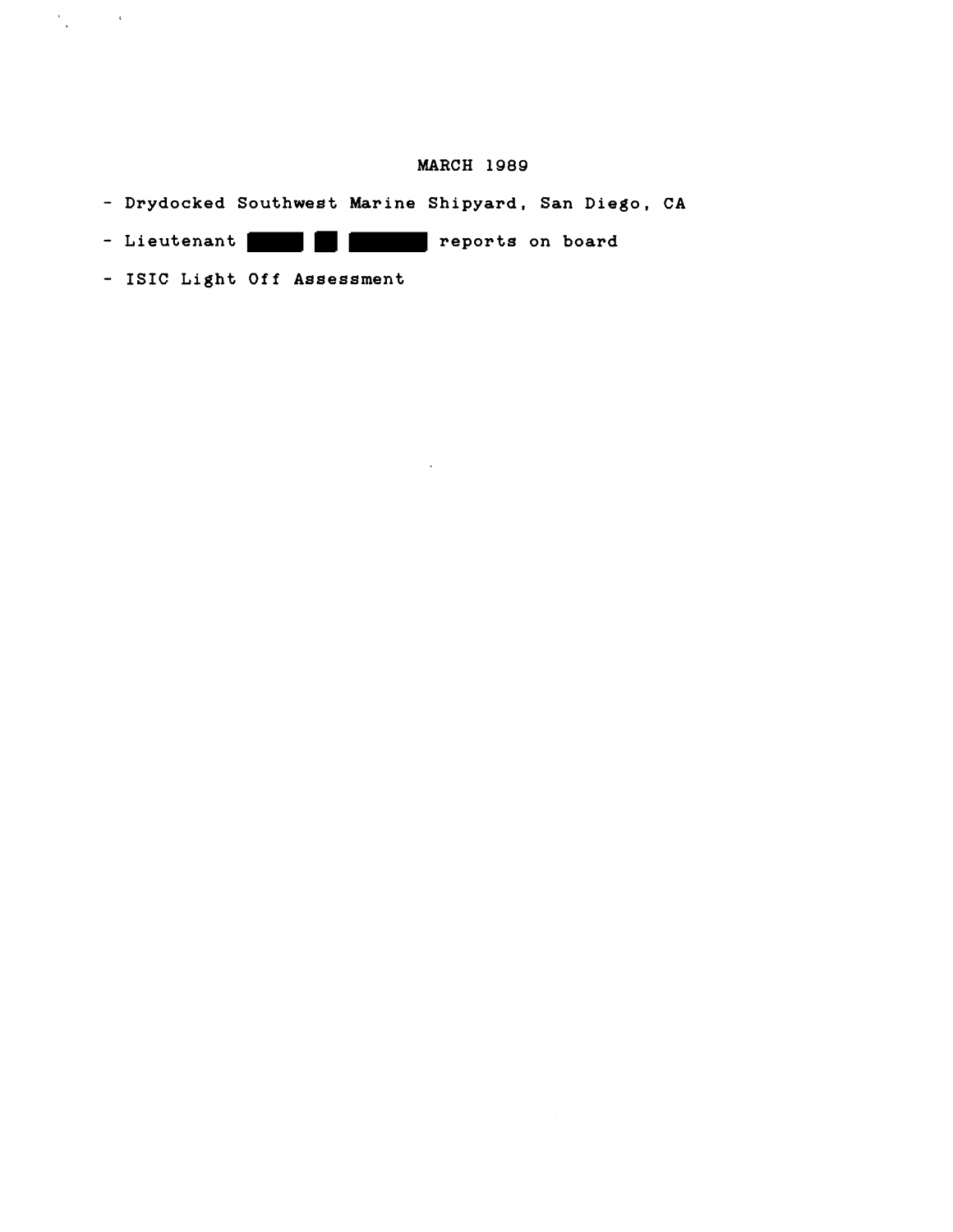## MARCH 1989

- Drydocked Southwest Marine Shipyard, San Diego, CA
- Lieutenant ███ ██ ███ reports on board
- ISIC Light Off Assessment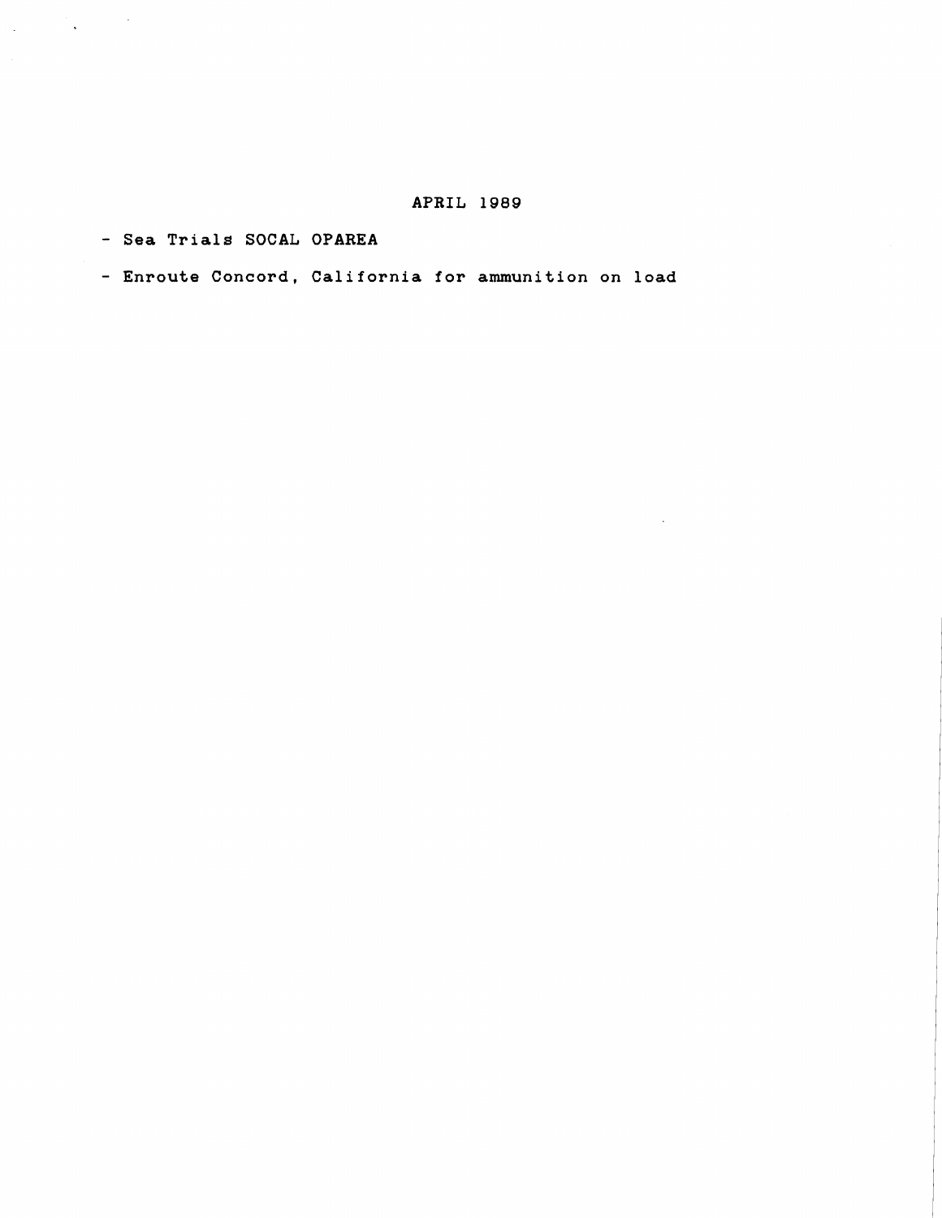## APRIL 1989

- Sea Trials SOCAL OPAREA
- Enroute Concord, California for ammunition on load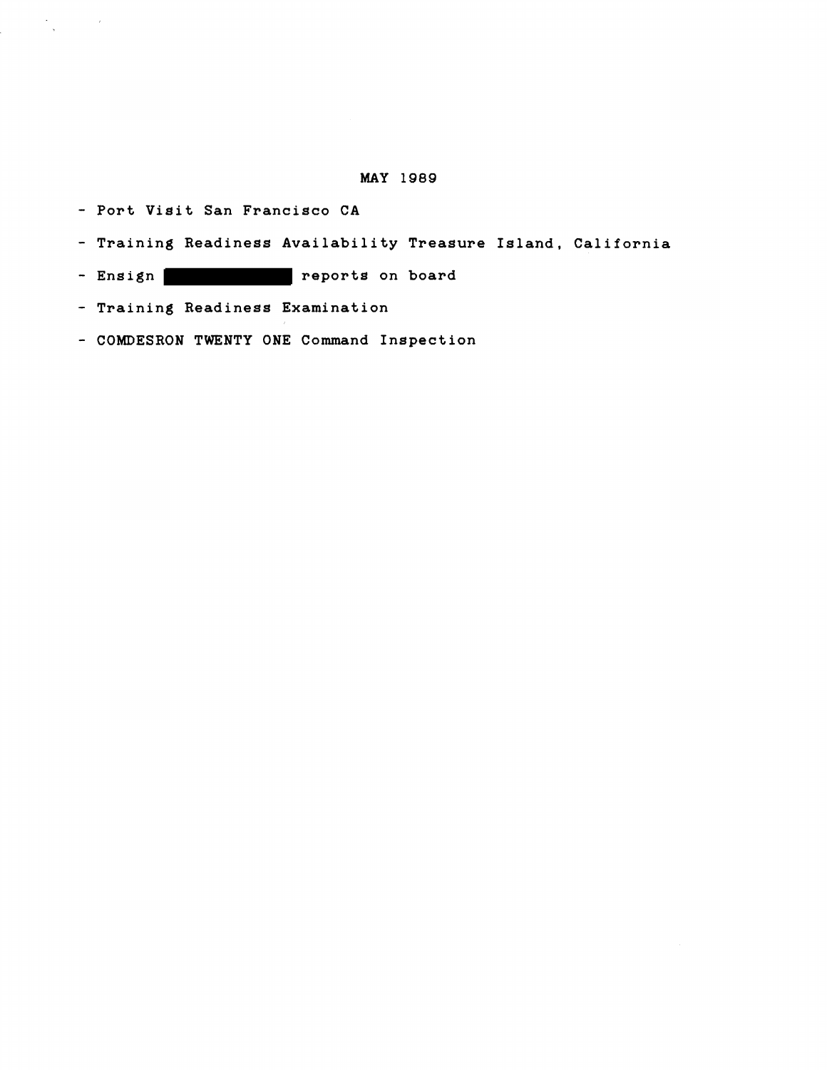## MAY 1989

- Port Visit San Francisco CA
- Training Readiness Availability Treasure Island, California
- Ensign ████████ reports on board
- Training Readiness Examination
- COMDESRON TWENTY ONE Command Inspection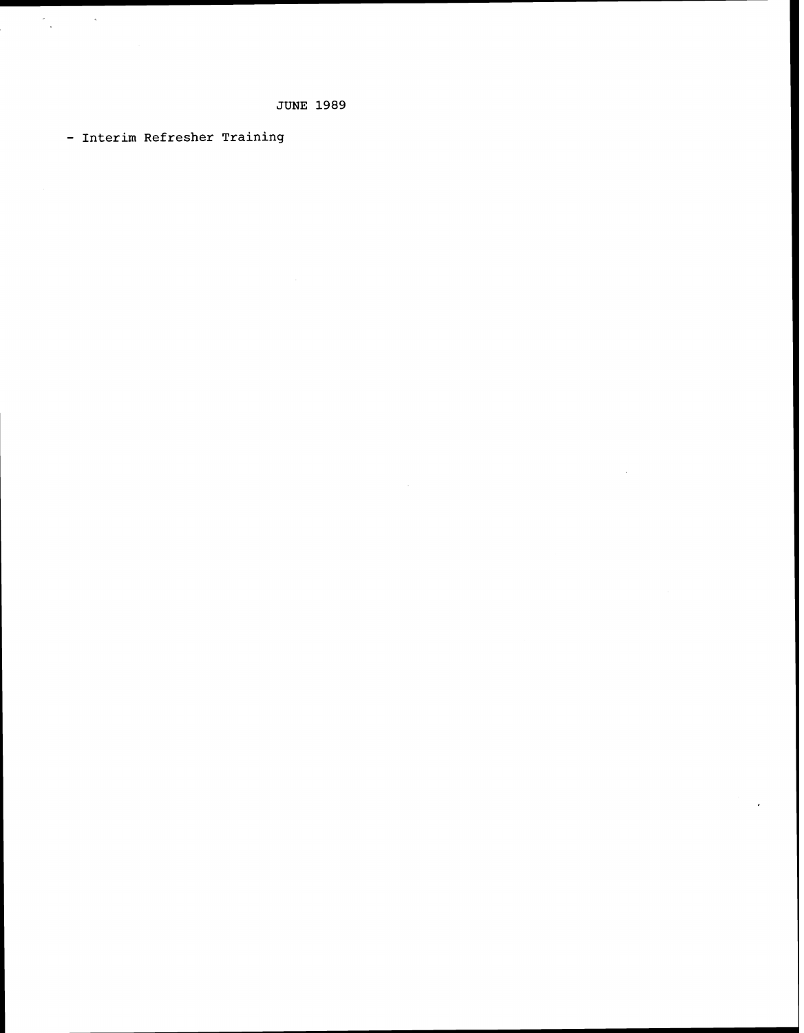JUNE 1989

- Interim Refresher Training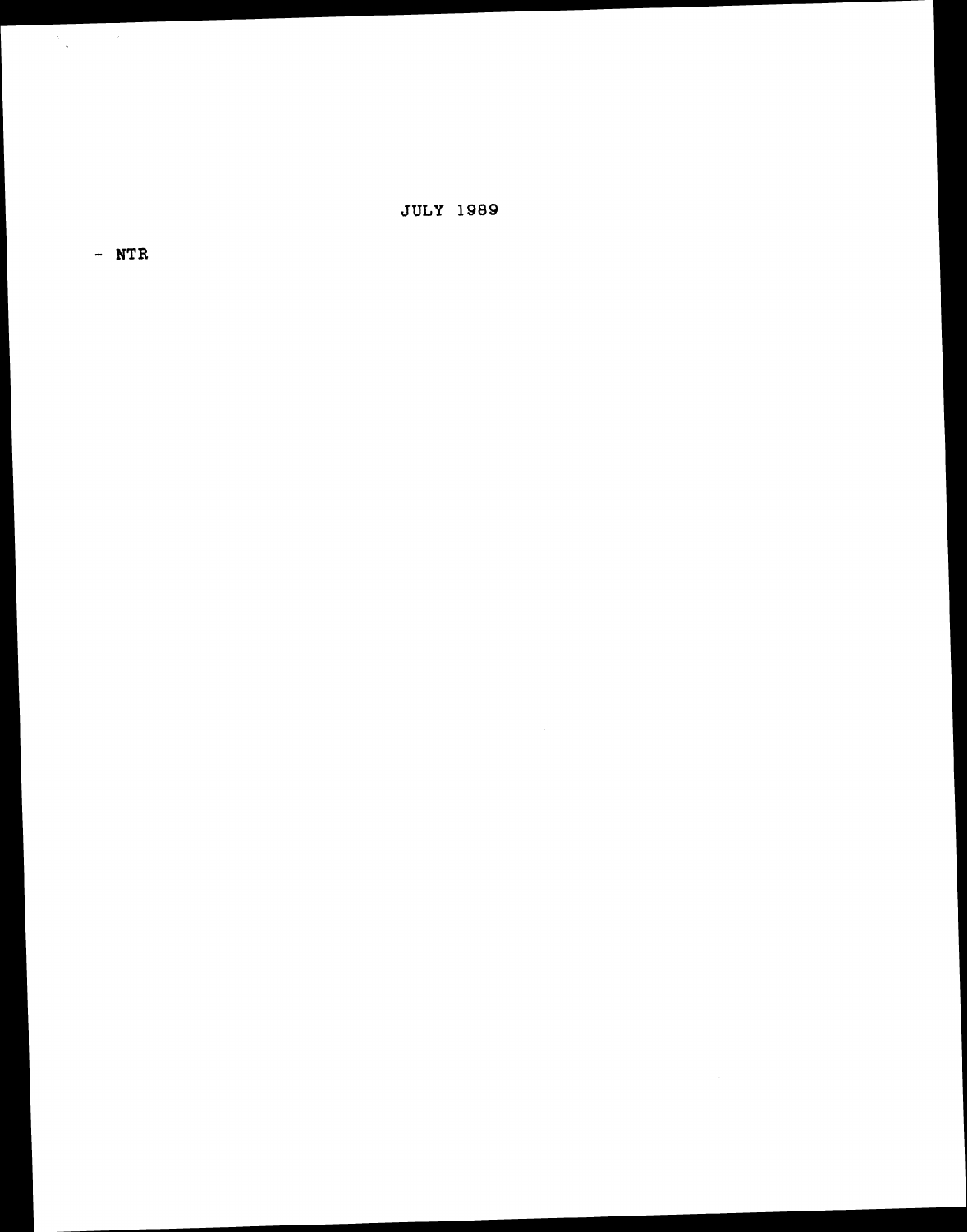JULY 1989

- NTR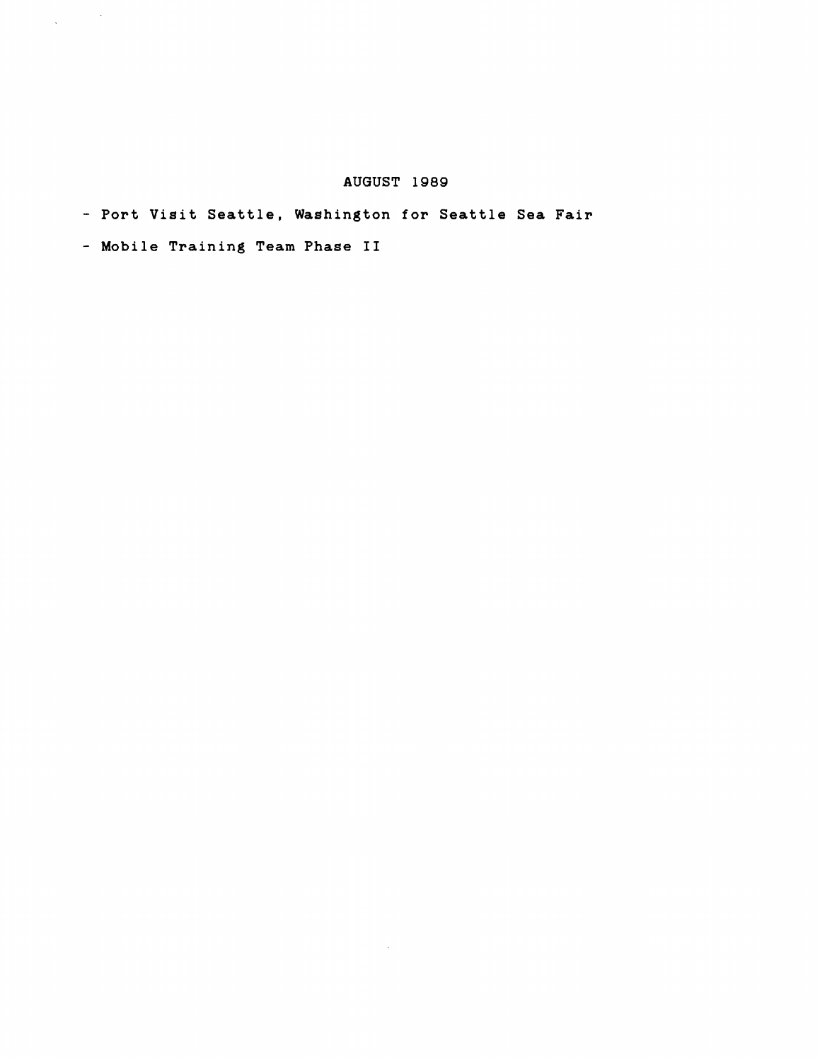## AUGUST 1989

- Port Visit Seattle, Washington for Seattle Sea Fair
- Mobile Training Team Phase II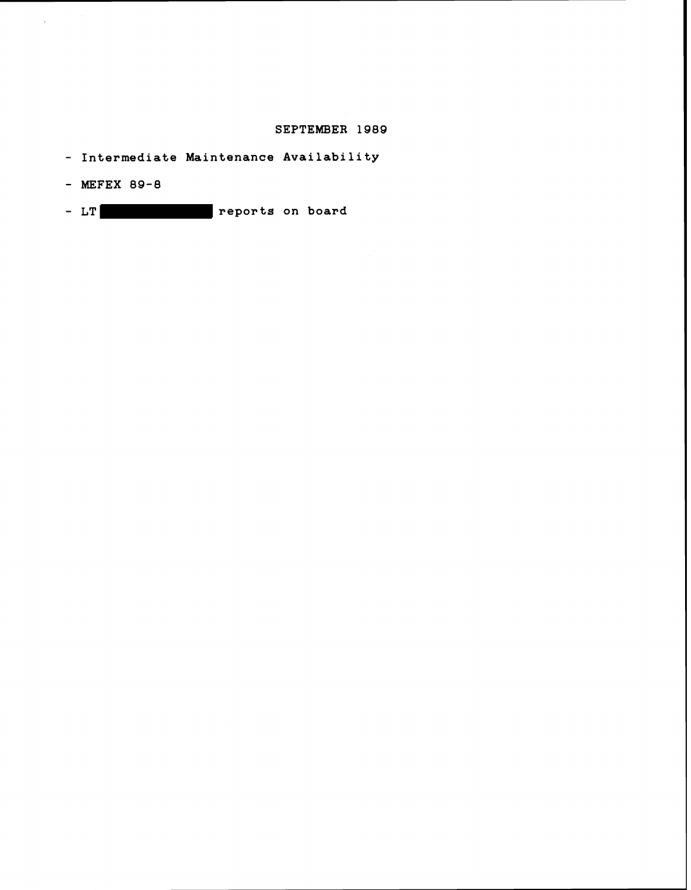## SEPTEMBER 1989

- Intermediate Maintenance Availability
- MEFEX 89-8
- LT [REDACTED] reports on board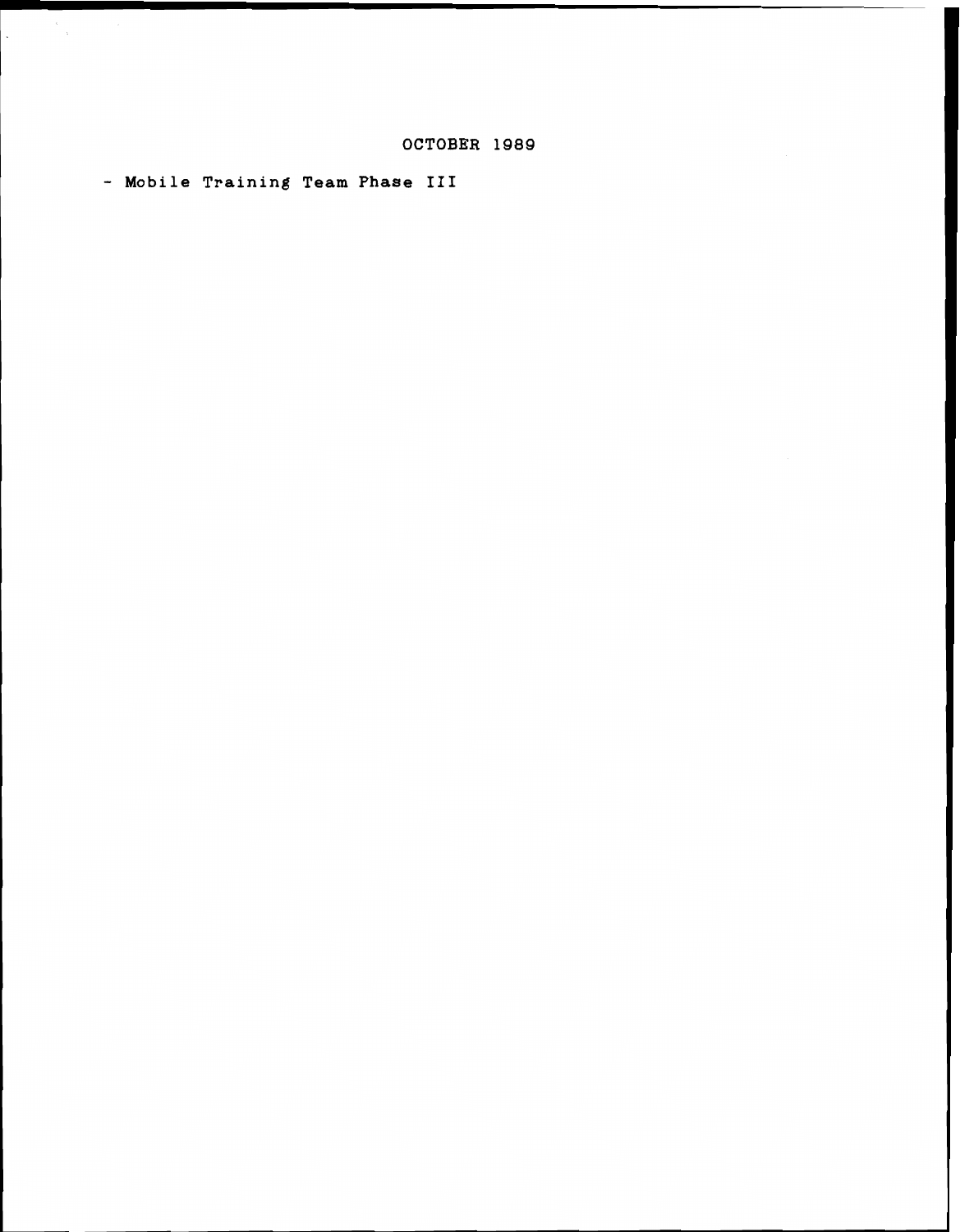OCTOBER 1989

- Mobile Training Team Phase III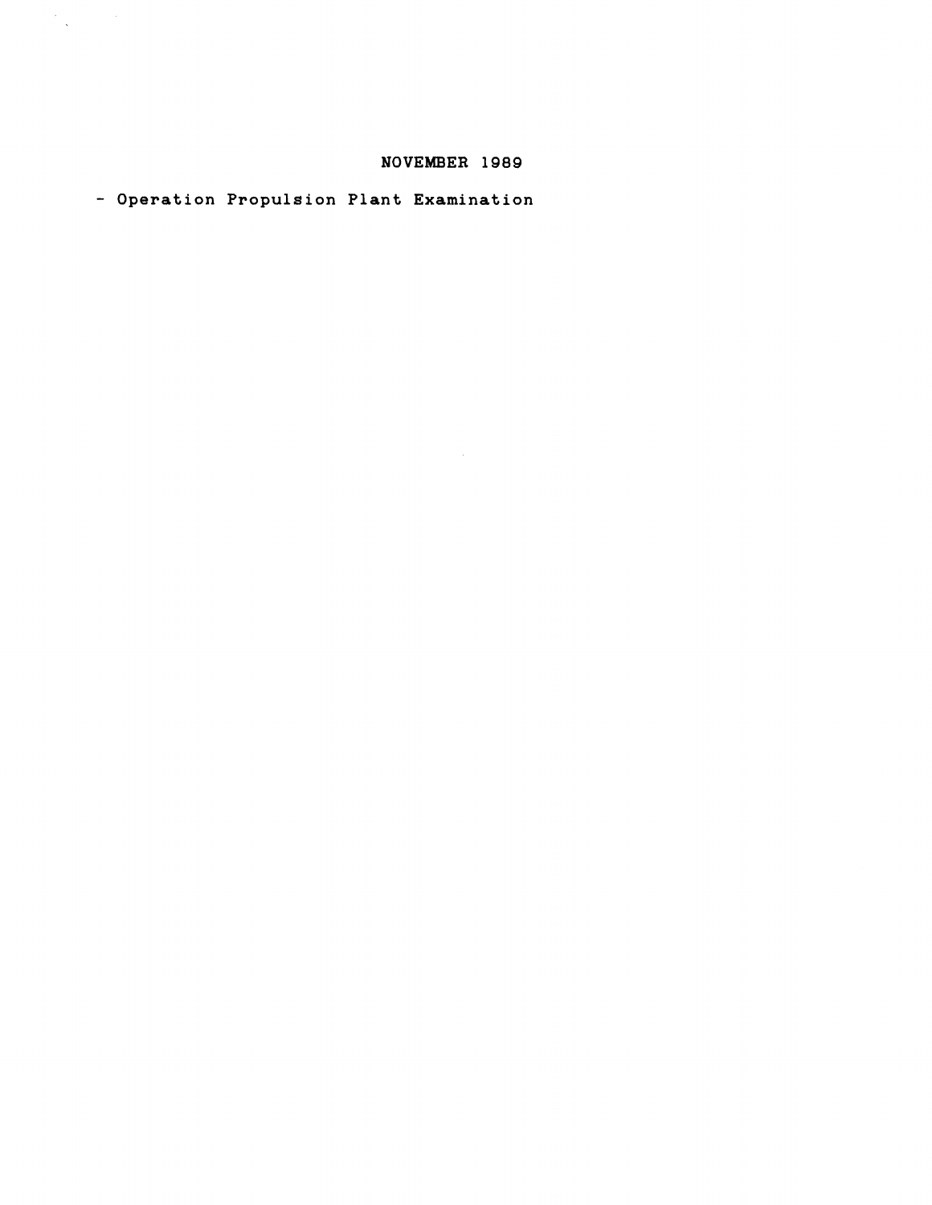NOVEMBER 1989

- Operation Propulsion Plant Examination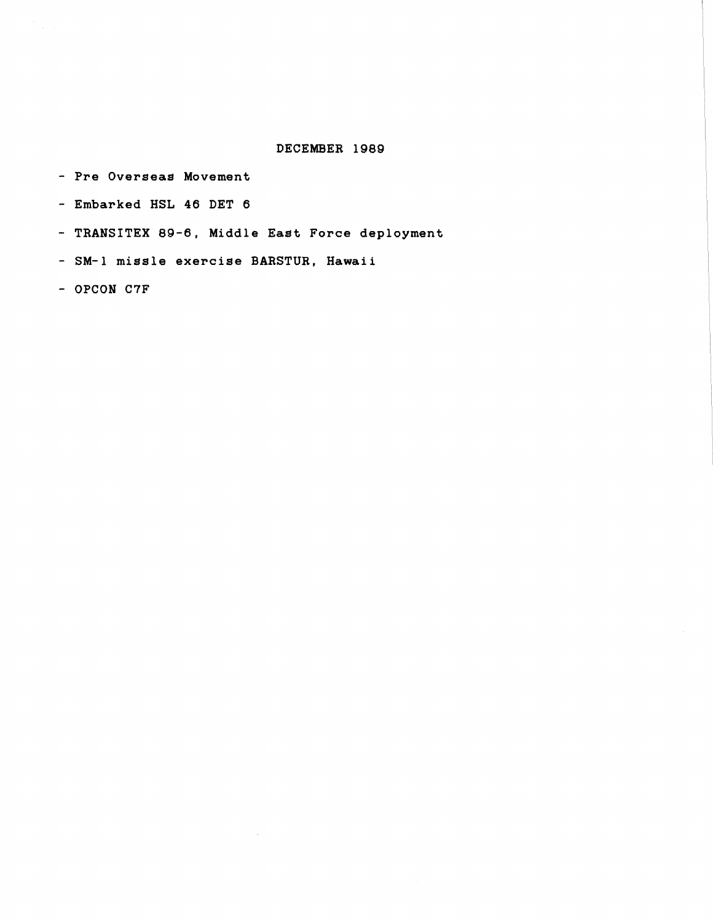## DECEMBER 1989

- Pre Overseas Movement
- Embarked HSL 46 DET 6
- TRANSITEX 89-6, Middle East Force deployment
- SM-1 missle exercise BARSTUR, Hawaii
- OPCON C7F